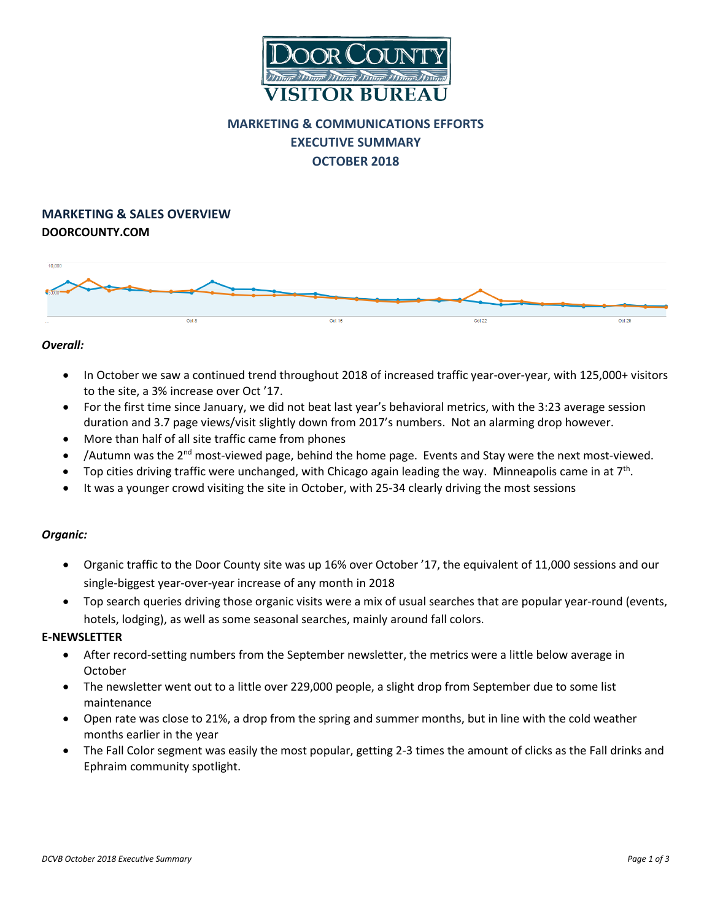# DOOR COUNTY VISITOR BUREAU

## MARKETING & COMMUNICATIONS EFFORTS
## EXECUTIVE SUMMARY
## OCTOBER 2018

## MARKETING & SALES OVERVIEW

### DOORCOUNTY.COM

***Overall:***

- In October we saw a continued trend throughout 2018 of increased traffic year-over-year, with 125,000+ visitors to the site, a 3% increase over Oct '17.
- For the first time since January, we did not beat last year's behavioral metrics, with the 3:23 average session duration and 3.7 page views/visit slightly down from 2017's numbers. Not an alarming drop however.
- More than half of all site traffic came from phones
- /Autumn was the 2nd most-viewed page, behind the home page. Events and Stay were the next most-viewed.
- Top cities driving traffic were unchanged, with Chicago again leading the way. Minneapolis came in at 7th.
- It was a younger crowd visiting the site in October, with 25-34 clearly driving the most sessions

***Organic:***

- Organic traffic to the Door County site was up 16% over October '17, the equivalent of 11,000 sessions and our single-biggest year-over-year increase of any month in 2018
- Top search queries driving those organic visits were a mix of usual searches that are popular year-round (events, hotels, lodging), as well as some seasonal searches, mainly around fall colors.

### E-NEWSLETTER

- After record-setting numbers from the September newsletter, the metrics were a little below average in October
- The newsletter went out to a little over 229,000 people, a slight drop from September due to some list maintenance
- Open rate was close to 21%, a drop from the spring and summer months, but in line with the cold weather months earlier in the year
- The Fall Color segment was easily the most popular, getting 2-3 times the amount of clicks as the Fall drinks and Ephraim community spotlight.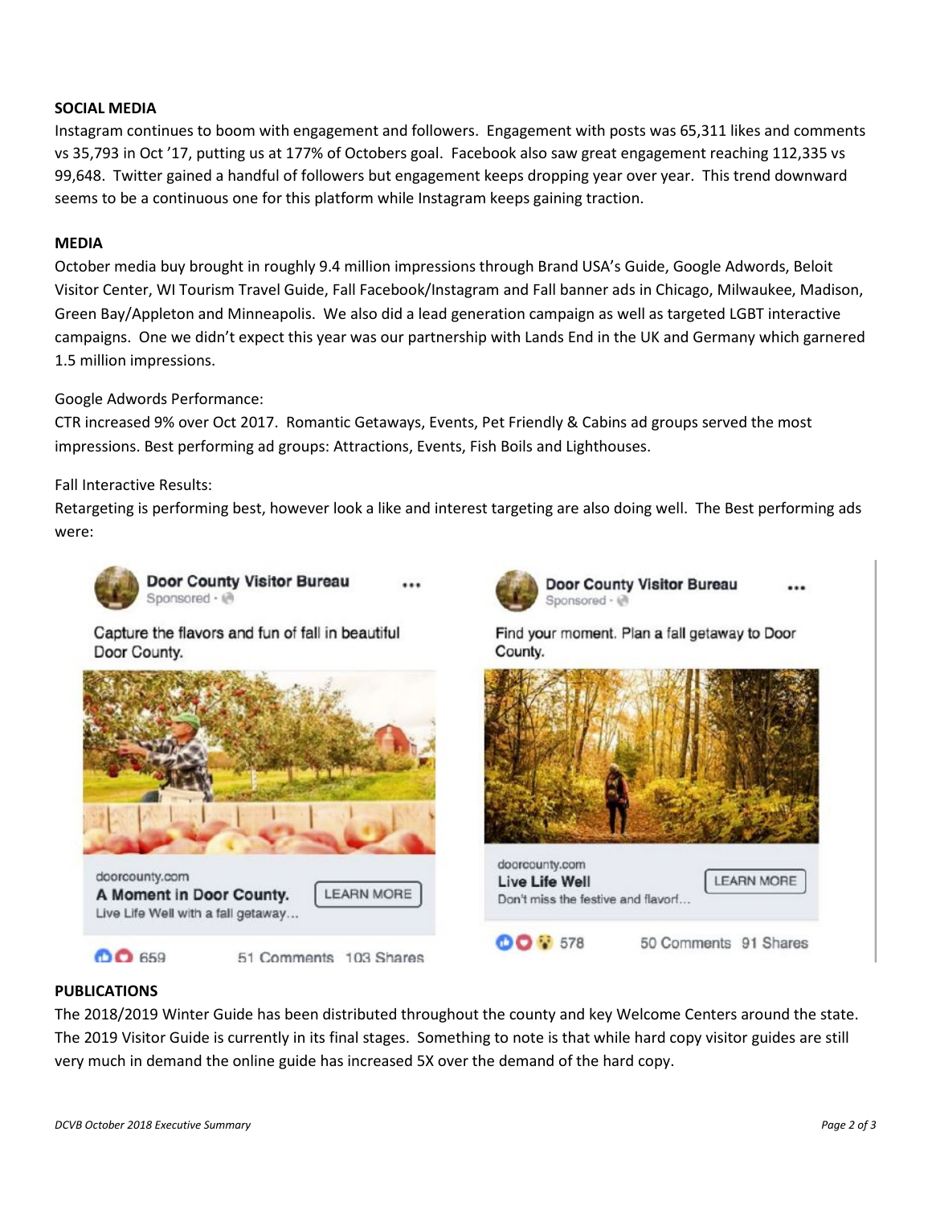**SOCIAL MEDIA**

Instagram continues to boom with engagement and followers. Engagement with posts was 65,311 likes and comments vs 35,793 in Oct '17, putting us at 177% of Octobers goal. Facebook also saw great engagement reaching 112,335 vs 99,648. Twitter gained a handful of followers but engagement keeps dropping year over year. This trend downward seems to be a continuous one for this platform while Instagram keeps gaining traction.

**MEDIA**

October media buy brought in roughly 9.4 million impressions through Brand USA's Guide, Google Adwords, Beloit Visitor Center, WI Tourism Travel Guide, Fall Facebook/Instagram and Fall banner ads in Chicago, Milwaukee, Madison, Green Bay/Appleton and Minneapolis. We also did a lead generation campaign as well as targeted LGBT interactive campaigns. One we didn't expect this year was our partnership with Lands End in the UK and Germany which garnered 1.5 million impressions.

Google Adwords Performance:

CTR increased 9% over Oct 2017. Romantic Getaways, Events, Pet Friendly & Cabins ad groups served the most impressions. Best performing ad groups: Attractions, Events, Fish Boils and Lighthouses.

Fall Interactive Results:

Retargeting is performing best, however look a like and interest targeting are also doing well. The Best performing ads were:

**PUBLICATIONS**

The 2018/2019 Winter Guide has been distributed throughout the county and key Welcome Centers around the state. The 2019 Visitor Guide is currently in its final stages. Something to note is that while hard copy visitor guides are still very much in demand the online guide has increased 5X over the demand of the hard copy.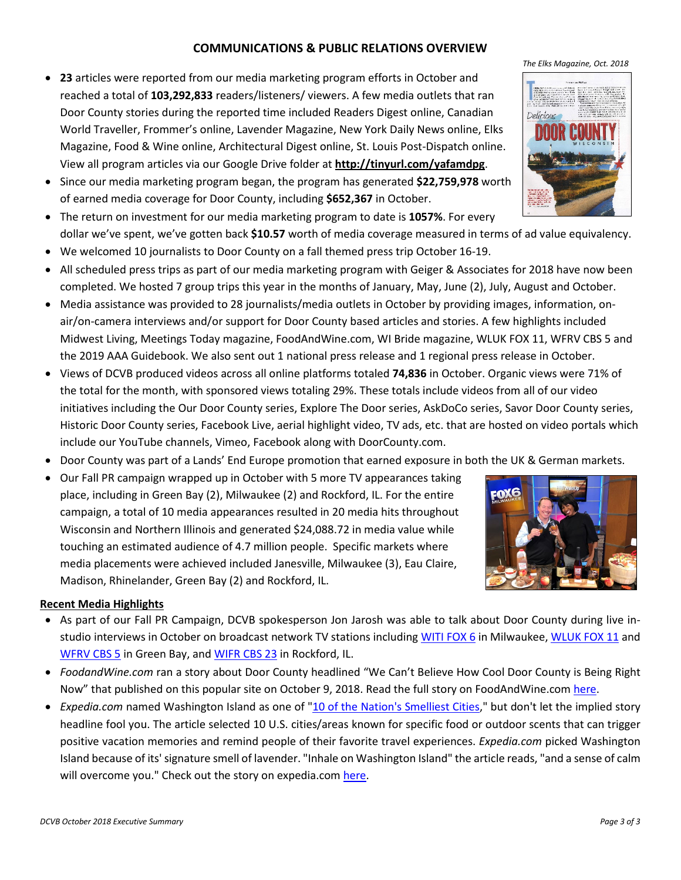## COMMUNICATIONS & PUBLIC RELATIONS OVERVIEW

*The Elks Magazine, Oct. 2018*

- **23** articles were reported from our media marketing program efforts in October and reached a total of **103,292,833** readers/listeners/ viewers. A few media outlets that ran Door County stories during the reported time included Readers Digest online, Canadian World Traveller, Frommer's online, Lavender Magazine, New York Daily News online, Elks Magazine, Food & Wine online, Architectural Digest online, St. Louis Post-Dispatch online. View all program articles via our Google Drive folder at **http://tinyurl.com/yafamdpg**.
- Since our media marketing program began, the program has generated **$22,759,978** worth of earned media coverage for Door County, including **$652,367** in October.
- The return on investment for our media marketing program to date is **1057%**. For every dollar we've spent, we've gotten back **$10.57** worth of media coverage measured in terms of ad value equivalency.
- We welcomed 10 journalists to Door County on a fall themed press trip October 16-19.
- All scheduled press trips as part of our media marketing program with Geiger & Associates for 2018 have now been completed. We hosted 7 group trips this year in the months of January, May, June (2), July, August and October.
- Media assistance was provided to 28 journalists/media outlets in October by providing images, information, on-air/on-camera interviews and/or support for Door County based articles and stories. A few highlights included Midwest Living, Meetings Today magazine, FoodAndWine.com, WI Bride magazine, WLUK FOX 11, WFRV CBS 5 and the 2019 AAA Guidebook. We also sent out 1 national press release and 1 regional press release in October.
- Views of DCVB produced videos across all online platforms totaled **74,836** in October. Organic views were 71% of the total for the month, with sponsored views totaling 29%. These totals include videos from all of our video initiatives including the Our Door County series, Explore The Door series, AskDoCo series, Savor Door County series, Historic Door County series, Facebook Live, aerial highlight video, TV ads, etc. that are hosted on video portals which include our YouTube channels, Vimeo, Facebook along with DoorCounty.com.
- Door County was part of a Lands' End Europe promotion that earned exposure in both the UK & German markets.
- Our Fall PR campaign wrapped up in October with 5 more TV appearances taking place, including in Green Bay (2), Milwaukee (2) and Rockford, IL. For the entire campaign, a total of 10 media appearances resulted in 20 media hits throughout Wisconsin and Northern Illinois and generated $24,088.72 in media value while touching an estimated audience of 4.7 million people. Specific markets where media placements were achieved included Janesville, Milwaukee (3), Eau Claire, Madison, Rhinelander, Green Bay (2) and Rockford, IL.

### Recent Media Highlights

- As part of our Fall PR Campaign, DCVB spokesperson Jon Jarosh was able to talk about Door County during live in-studio interviews in October on broadcast network TV stations including WITI FOX 6 in Milwaukee, WLUK FOX 11 and WFRV CBS 5 in Green Bay, and WIFR CBS 23 in Rockford, IL.
- *FoodandWine.com* ran a story about Door County headlined "We Can't Believe How Cool Door County is Being Right Now" that published on this popular site on October 9, 2018. Read the full story on FoodAndWine.com here.
- *Expedia.com* named Washington Island as one of "10 of the Nation's Smelliest Cities," but don't let the implied story headline fool you. The article selected 10 U.S. cities/areas known for specific food or outdoor scents that can trigger positive vacation memories and remind people of their favorite travel experiences. *Expedia.com* picked Washington Island because of its' signature smell of lavender. "Inhale on Washington Island" the article reads, "and a sense of calm will overcome you." Check out the story on expedia.com here.